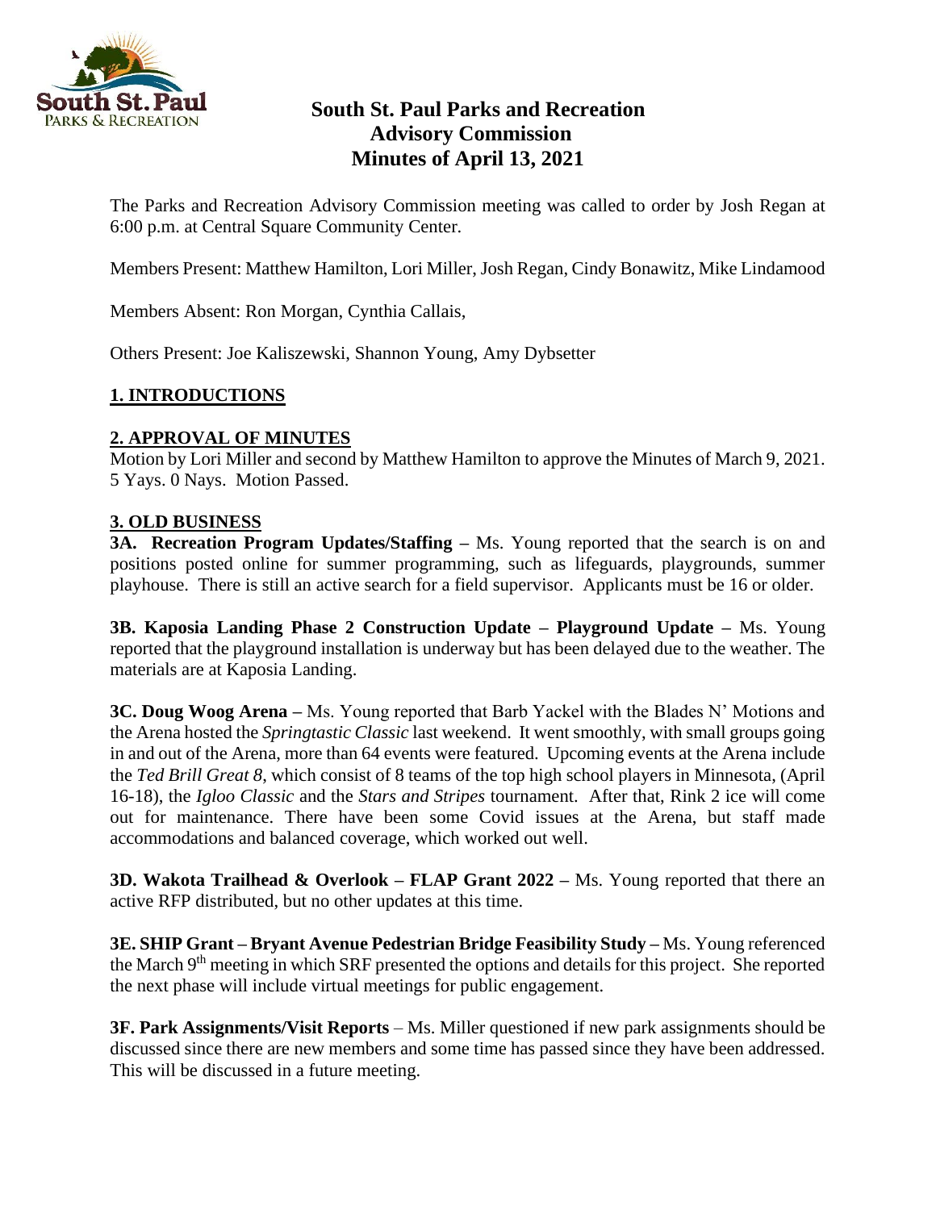# South St. Paul Parks and Recreation Advisory Commission Minutes of April 13, 2021

The Parks and Recreation Advisory Commission meeting was called to order by Josh Regan at 6:00 p.m. at Central Square Community Center.

Members Present: Matthew Hamilton, Lori Miller, Josh Regan, Cindy Bonawitz, Mike Lindamood

Members Absent: Ron Morgan, Cynthia Callais,

Others Present: Joe Kaliszewski, Shannon Young, Amy Dybsetter

## 1. INTRODUCTIONS

## 2. APPROVAL OF MINUTES

Motion by Lori Miller and second by Matthew Hamilton to approve the Minutes of March 9, 2021. 5 Yays. 0 Nays. Motion Passed.

## 3. OLD BUSINESS

**3A. Recreation Program Updates/Staffing –** Ms. Young reported that the search is on and positions posted online for summer programming, such as lifeguards, playgrounds, summer playhouse. There is still an active search for a field supervisor. Applicants must be 16 or older.

**3B. Kaposia Landing Phase 2 Construction Update – Playground Update –** Ms. Young reported that the playground installation is underway but has been delayed due to the weather. The materials are at Kaposia Landing.

**3C. Doug Woog Arena –** Ms. Young reported that Barb Yackel with the Blades N' Motions and the Arena hosted the *Springtastic Classic* last weekend. It went smoothly, with small groups going in and out of the Arena, more than 64 events were featured. Upcoming events at the Arena include the *Ted Brill Great 8*, which consist of 8 teams of the top high school players in Minnesota, (April 16-18), the *Igloo Classic* and the *Stars and Stripes* tournament. After that, Rink 2 ice will come out for maintenance. There have been some Covid issues at the Arena, but staff made accommodations and balanced coverage, which worked out well.

**3D. Wakota Trailhead & Overlook – FLAP Grant 2022 –** Ms. Young reported that there an active RFP distributed, but no other updates at this time.

**3E. SHIP Grant – Bryant Avenue Pedestrian Bridge Feasibility Study –** Ms. Young referenced the March 9th meeting in which SRF presented the options and details for this project. She reported the next phase will include virtual meetings for public engagement.

**3F. Park Assignments/Visit Reports** – Ms. Miller questioned if new park assignments should be discussed since there are new members and some time has passed since they have been addressed. This will be discussed in a future meeting.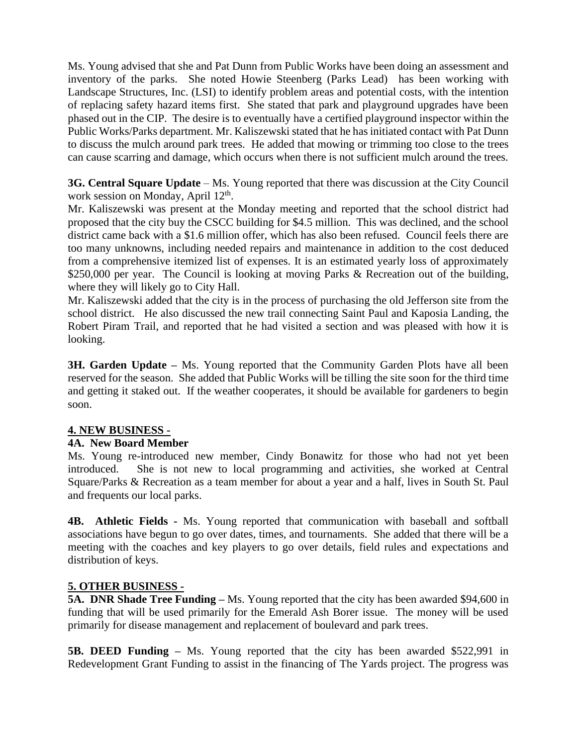Ms. Young advised that she and Pat Dunn from Public Works have been doing an assessment and inventory of the parks. She noted Howie Steenberg (Parks Lead) has been working with Landscape Structures, Inc. (LSI) to identify problem areas and potential costs, with the intention of replacing safety hazard items first. She stated that park and playground upgrades have been phased out in the CIP. The desire is to eventually have a certified playground inspector within the Public Works/Parks department. Mr. Kaliszewski stated that he has initiated contact with Pat Dunn to discuss the mulch around park trees. He added that mowing or trimming too close to the trees can cause scarring and damage, which occurs when there is not sufficient mulch around the trees.

**3G. Central Square Update** – Ms. Young reported that there was discussion at the City Council work session on Monday, April 12th.

Mr. Kaliszewski was present at the Monday meeting and reported that the school district had proposed that the city buy the CSCC building for $4.5 million. This was declined, and the school district came back with a $1.6 million offer, which has also been refused. Council feels there are too many unknowns, including needed repairs and maintenance in addition to the cost deduced from a comprehensive itemized list of expenses. It is an estimated yearly loss of approximately $250,000 per year. The Council is looking at moving Parks & Recreation out of the building, where they will likely go to City Hall.

Mr. Kaliszewski added that the city is in the process of purchasing the old Jefferson site from the school district. He also discussed the new trail connecting Saint Paul and Kaposia Landing, the Robert Piram Trail, and reported that he had visited a section and was pleased with how it is looking.

**3H. Garden Update –** Ms. Young reported that the Community Garden Plots have all been reserved for the season. She added that Public Works will be tilling the site soon for the third time and getting it staked out. If the weather cooperates, it should be available for gardeners to begin soon.

## 4. NEW BUSINESS -

### 4A. New Board Member

Ms. Young re-introduced new member, Cindy Bonawitz for those who had not yet been introduced. She is not new to local programming and activities, she worked at Central Square/Parks & Recreation as a team member for about a year and a half, lives in South St. Paul and frequents our local parks.

**4B. Athletic Fields -** Ms. Young reported that communication with baseball and softball associations have begun to go over dates, times, and tournaments. She added that there will be a meeting with the coaches and key players to go over details, field rules and expectations and distribution of keys.

## 5. OTHER BUSINESS -

**5A. DNR Shade Tree Funding –** Ms. Young reported that the city has been awarded $94,600 in funding that will be used primarily for the Emerald Ash Borer issue. The money will be used primarily for disease management and replacement of boulevard and park trees.

**5B. DEED Funding –** Ms. Young reported that the city has been awarded $522,991 in Redevelopment Grant Funding to assist in the financing of The Yards project. The progress was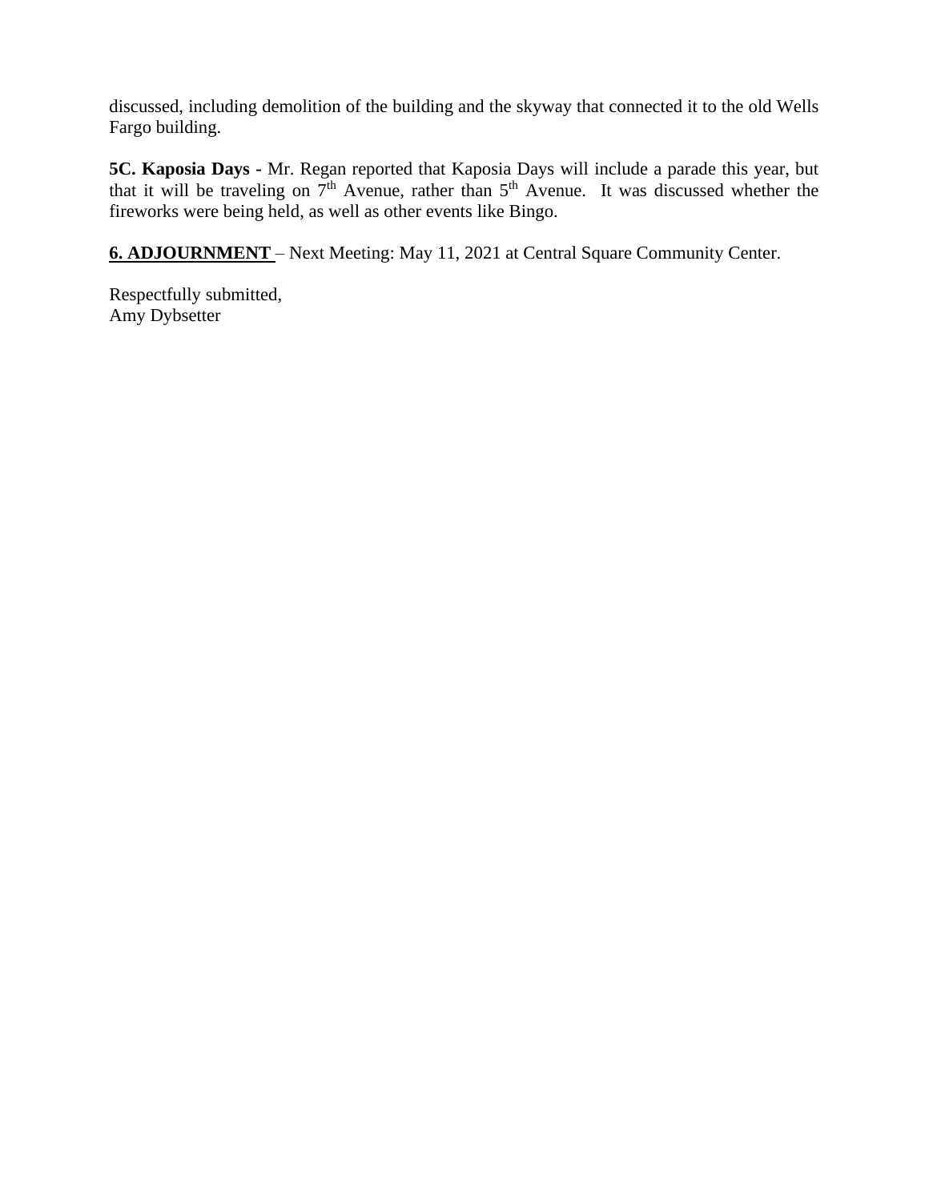discussed, including demolition of the building and the skyway that connected it to the old Wells Fargo building.

**5C. Kaposia Days -** Mr. Regan reported that Kaposia Days will include a parade this year, but that it will be traveling on 7th Avenue, rather than 5th Avenue. It was discussed whether the fireworks were being held, as well as other events like Bingo.

**6. ADJOURNMENT** – Next Meeting: May 11, 2021 at Central Square Community Center.

Respectfully submitted,
Amy Dybsetter